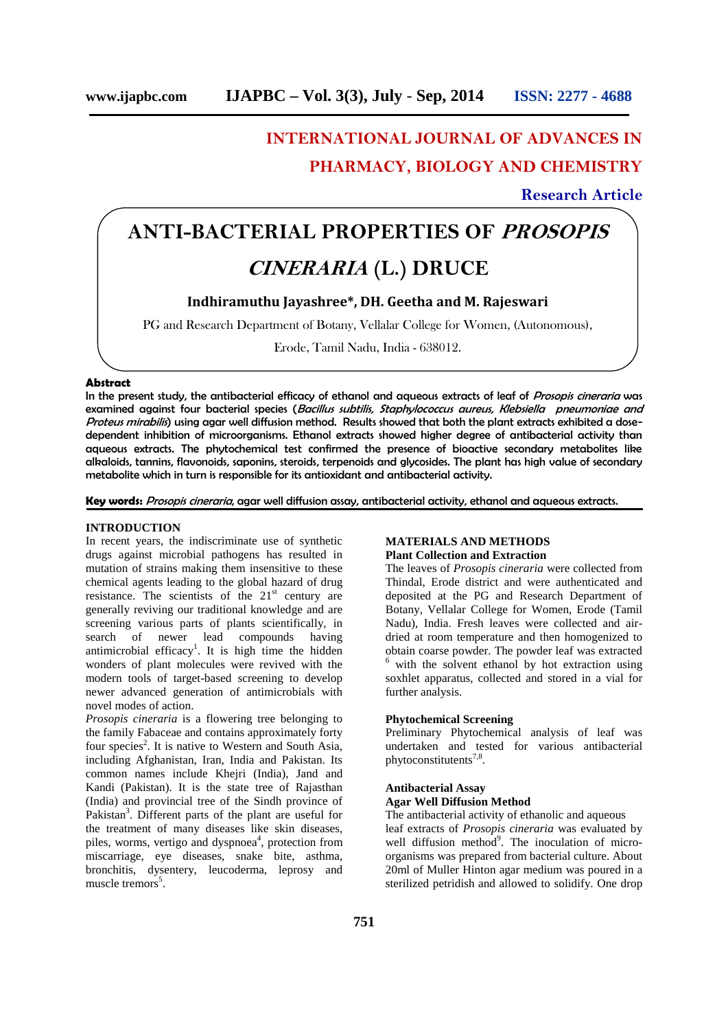INTERNATIONAL JOURNAL OF ADVANCES IN PHARMACY, BIOLOGY AND CHEMISTRY

**Research Article**

# ANTI-BACTERIAL PROPERTIES OF *PROSOPIS CINERARIA* (L.) DRUCE

**Indhiramuthu Jayashree\*, DH. Geetha and M. Rajeswari**

PG and Research Department of Botany, Vellalar College for Women, (Autonomous), Erode, Tamil Nadu, India - 638012.

## Abstract

**In the present study, the antibacterial efficacy of ethanol and aqueous extracts of leaf of *Prosopis cineraria* was examined against four bacterial species (*Bacillus subtilis, Staphylococcus aureus, Klebsiella pneumoniae and Proteus mirabilis*) using agar well diffusion method. Results showed that both the plant extracts exhibited a dose-dependent inhibition of microorganisms. Ethanol extracts showed higher degree of antibacterial activity than aqueous extracts. The phytochemical test confirmed the presence of bioactive secondary metabolites like alkaloids, tannins, flavonoids, saponins, steroids, terpenoids and glycosides. The plant has high value of secondary metabolite which in turn is responsible for its antioxidant and antibacterial activity.**

**Key words:** *Prosopis cineraria*, agar well diffusion assay, antibacterial activity, ethanol and aqueous extracts.

## INTRODUCTION

In recent years, the indiscriminate use of synthetic drugs against microbial pathogens has resulted in mutation of strains making them insensitive to these chemical agents leading to the global hazard of drug resistance. The scientists of the 21st century are generally reviving our traditional knowledge and are screening various parts of plants scientifically, in search of newer lead compounds having antimicrobial efficacy[1]. It is high time the hidden wonders of plant molecules were revived with the modern tools of target-based screening to develop newer advanced generation of antimicrobials with novel modes of action.

*Prosopis cineraria* is a flowering tree belonging to the family Fabaceae and contains approximately forty four species[2]. It is native to Western and South Asia, including Afghanistan, Iran, India and Pakistan. Its common names include Khejri (India), Jand and Kandi (Pakistan). It is the state tree of Rajasthan (India) and provincial tree of the Sindh province of Pakistan[3]. Different parts of the plant are useful for the treatment of many diseases like skin diseases, piles, worms, vertigo and dyspnoea[4], protection from miscarriage, eye diseases, snake bite, asthma, bronchitis, dysentery, leucoderma, leprosy and muscle tremors[5].

## MATERIALS AND METHODS

### Plant Collection and Extraction

The leaves of *Prosopis cineraria* were collected from Thindal, Erode district and were authenticated and deposited at the PG and Research Department of Botany, Vellalar College for Women, Erode (Tamil Nadu), India. Fresh leaves were collected and air-dried at room temperature and then homogenized to obtain coarse powder. The powder leaf was extracted [6] with the solvent ethanol by hot extraction using soxhlet apparatus, collected and stored in a vial for further analysis.

### Phytochemical Screening

Preliminary Phytochemical analysis of leaf was undertaken and tested for various antibacterial phytoconstitutents[7,8].

### Antibacterial Assay

**Agar Well Diffusion Method**

The antibacterial activity of ethanolic and aqueous leaf extracts of *Prosopis cineraria* was evaluated by well diffusion method[9]. The inoculation of micro-organisms was prepared from bacterial culture. About 20ml of Muller Hinton agar medium was poured in a sterilized petridish and allowed to solidify. One drop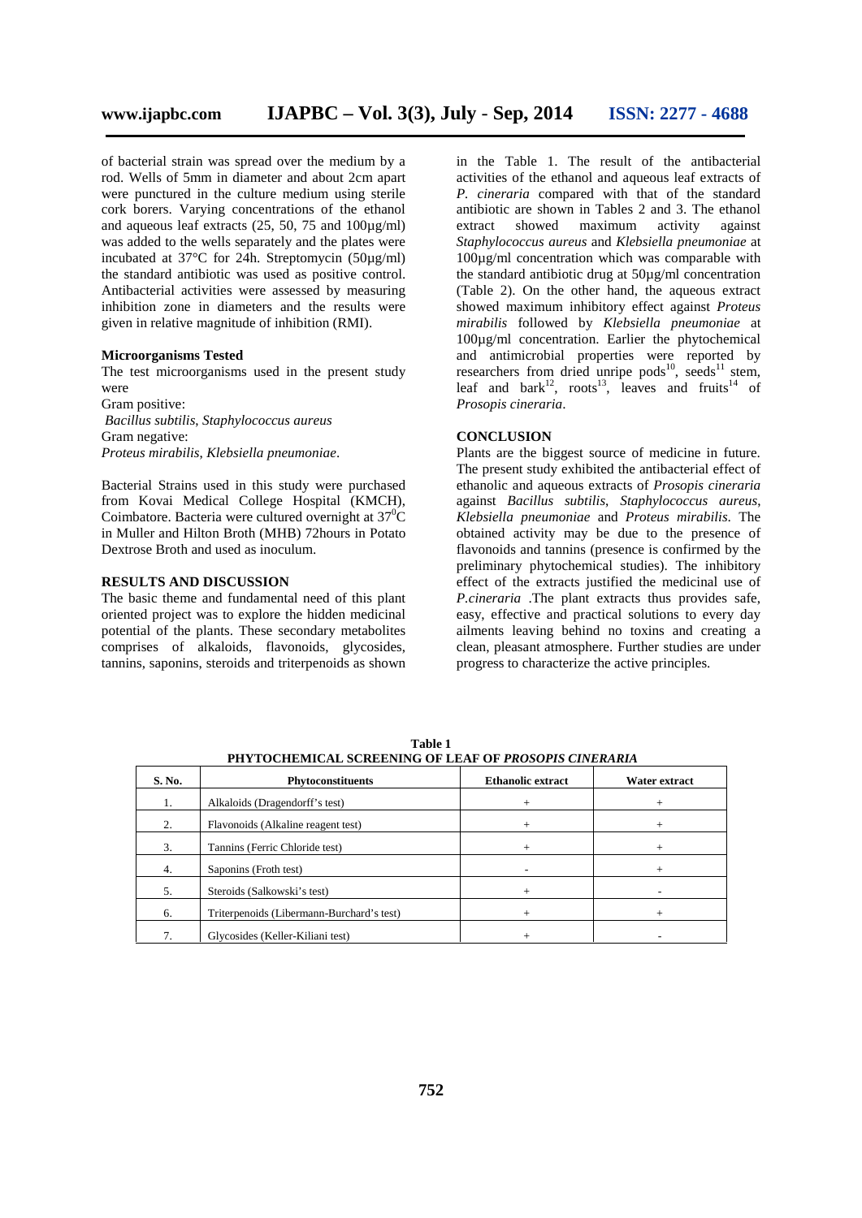of bacterial strain was spread over the medium by a rod. Wells of 5mm in diameter and about 2cm apart were punctured in the culture medium using sterile cork borers. Varying concentrations of the ethanol and aqueous leaf extracts (25, 50, 75 and 100µg/ml) was added to the wells separately and the plates were incubated at 37°C for 24h. Streptomycin (50µg/ml) the standard antibiotic was used as positive control. Antibacterial activities were assessed by measuring inhibition zone in diameters and the results were given in relative magnitude of inhibition (RMI).

**Microorganisms Tested**

The test microorganisms used in the present study were

Gram positive:

*Bacillus subtilis*, *Staphylococcus aureus*

Gram negative:

*Proteus mirabilis*, *Klebsiella pneumoniae*.

Bacterial Strains used in this study were purchased from Kovai Medical College Hospital (KMCH), Coimbatore. Bacteria were cultured overnight at $37^0$C in Muller and Hilton Broth (MHB) 72hours in Potato Dextrose Broth and used as inoculum.

## RESULTS AND DISCUSSION

The basic theme and fundamental need of this plant oriented project was to explore the hidden medicinal potential of the plants. These secondary metabolites comprises of alkaloids, flavonoids, glycosides, tannins, saponins, steroids and triterpenoids as shown in the Table 1. The result of the antibacterial activities of the ethanol and aqueous leaf extracts of *P. cineraria* compared with that of the standard antibiotic are shown in Tables 2 and 3. The ethanol extract showed maximum activity against *Staphylococcus aureus* and *Klebsiella pneumoniae* at 100µg/ml concentration which was comparable with the standard antibiotic drug at 50µg/ml concentration (Table 2). On the other hand, the aqueous extract showed maximum inhibitory effect against *Proteus mirabilis* followed by *Klebsiella pneumoniae* at 100µg/ml concentration. Earlier the phytochemical and antimicrobial properties were reported by resrearchers from dried unripe pods[10], seeds[11] stem, leaf and bark[12], roots[13], leaves and fruits[14] of *Prosopis cineraria*.

## CONCLUSION

Plants are the biggest source of medicine in future. The present study exhibited the antibacterial effect of ethanolic and aqueous extracts of *Prosopis cineraria* against *Bacillus subtilis*, *Staphylococcus aureus*, *Klebsiella pneumoniae* and *Proteus mirabilis*. The obtained activity may be due to the presence of flavonoids and tannins (presence is confirmed by the preliminary phytochemical studies). The inhibitory effect of the extracts justified the medicinal use of *P.cineraria* .The plant extracts thus provides safe, easy, effective and practical solutions to every day ailments leaving behind no toxins and creating a clean, pleasant atmosphere. Further studies are under progress to characterize the active principles.

**Table 1**
**PHYTOCHEMICAL SCREENING OF LEAF OF *PROSOPIS CINERARIA***

| S. No. | Phytoconstituents | Ethanolic extract | Water extract |
|---|---|---|---|
| 1. | Alkaloids (Dragendorff's test) | + | + |
| 2. | Flavonoids (Alkaline reagent test) | + | + |
| 3. | Tannins (Ferric Chloride test) | + | + |
| 4. | Saponins (Froth test) | - | + |
| 5. | Steroids (Salkowski's test) | + | - |
| 6. | Triterpenoids (Libermann-Burchard's test) | + | + |
| 7. | Glycosides (Keller-Kiliani test) | + | - |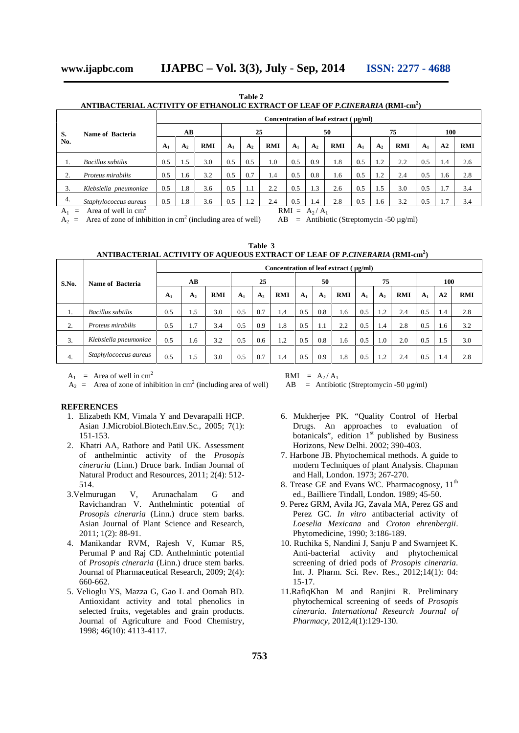**Table 2**

**ANTIBACTERIAL ACTIVITY OF ETHANOLIC EXTRACT OF LEAF OF *P.CINERARIA* (RMI-cm$^2$)**

| S. No. | Name of Bacteria | Concentration of leaf extract ( µg/ml) | | | | | | | | | | | | | | |
|---|---|---|---|---|---|---|---|---|---|---|---|---|---|---|---|---|
| | | AB | | | 25 | | | 50 | | | 75 | | | 100 | | |
| | | $A_1$ | $A_2$ | RMI | $A_1$ | $A_2$ | RMI | $A_1$ | $A_2$ | RMI | $A_1$ | $A_2$ | RMI | $A_1$ | A2 | RMI |
| 1. | *Bacillus subtilis* | 0.5 | 1.5 | 3.0 | 0.5 | 0.5 | 1.0 | 0.5 | 0.9 | 1.8 | 0.5 | 1.2 | 2.2 | 0.5 | 1.4 | 2.6 |
| 2. | *Proteus mirabilis* | 0.5 | 1.6 | 3.2 | 0.5 | 0.7 | 1.4 | 0.5 | 0.8 | 1.6 | 0.5 | 1.2 | 2.4 | 0.5 | 1.6 | 2.8 |
| 3. | *Klebsiella pneumoniae* | 0.5 | 1.8 | 3.6 | 0.5 | 1.1 | 2.2 | 0.5 | 1.3 | 2.6 | 0.5 | 1.5 | 3.0 | 0.5 | 1.7 | 3.4 |
| 4. | *Staphylococcus aureus* | 0.5 | 1.8 | 3.6 | 0.5 | 1.2 | 2.4 | 0.5 | 1.4 | 2.8 | 0.5 | 1.6 | 3.2 | 0.5 | 1.7 | 3.4 |

$A_1$ = Area of well in cm$^2$ RMI = $A_2 / A_1$

$A_2$ = Area of zone of inhibition in cm$^2$ (including area of well) AB = Antibiotic (Streptomycin -50 µg/ml)

**Table 3**

**ANTIBACTERIAL ACTIVITY OF AQUEOUS EXTRACT OF LEAF OF *P.CINERARIA* (RMI-cm$^2$)**

| S.No. | Name of Bacteria | Concentration of leaf extract ( µg/ml) | | | | | | | | | | | | | | |
|---|---|---|---|---|---|---|---|---|---|---|---|---|---|---|---|---|
| | | AB | | | 25 | | | 50 | | | 75 | | | 100 | | |
| | | $A_1$ | $A_2$ | RMI | $A_1$ | $A_2$ | RMI | $A_1$ | $A_2$ | RMI | $A_1$ | $A_2$ | RMI | $A_1$ | A2 | RMI |
| 1. | *Bacillus subtilis* | 0.5 | 1.5 | 3.0 | 0.5 | 0.7 | 1.4 | 0.5 | 0.8 | 1.6 | 0.5 | 1.2 | 2.4 | 0.5 | 1.4 | 2.8 |
| 2. | *Proteus mirabilis* | 0.5 | 1.7 | 3.4 | 0.5 | 0.9 | 1.8 | 0.5 | 1.1 | 2.2 | 0.5 | 1.4 | 2.8 | 0.5 | 1.6 | 3.2 |
| 3. | *Klebsiella pneumoniae* | 0.5 | 1.6 | 3.2 | 0.5 | 0.6 | 1.2 | 0.5 | 0.8 | 1.6 | 0.5 | 1.0 | 2.0 | 0.5 | 1.5 | 3.0 |
| 4. | *Staphylococcus aureus* | 0.5 | 1.5 | 3.0 | 0.5 | 0.7 | 1.4 | 0.5 | 0.9 | 1.8 | 0.5 | 1.2 | 2.4 | 0.5 | 1.4 | 2.8 |

$A_1$ = Area of well in cm$^2$ RMI = $A_2 / A_1$

$A_2$ = Area of zone of inhibition in cm$^2$ (including area of well) AB = Antibiotic (Streptomycin -50 µg/ml)

**REFERENCES**

1. Elizabeth KM, Vimala Y and Devarapalli HCP. Asian J.Microbiol.Biotech.Env.Sc., 2005; 7(1): 151-153.
2. Khatri AA, Rathore and Patil UK. Assessment of anthelmintic activity of the *Prosopis cineraria* (Linn.) Druce bark. Indian Journal of Natural Product and Resources, 2011; 2(4): 512-514.
3. Velmurugan V, Arunachalam G and Ravichandran V. Anthelmintic potential of *Prosopis cineraria* (Linn.) druce stem barks. Asian Journal of Plant Science and Research, 2011; 1(2): 88-91.
4. Manikandar RVM, Rajesh V, Kumar RS, Perumal P and Raj CD. Anthelmintic potential of *Prosopis cineraria* (Linn.) druce stem barks. Journal of Pharmaceutical Research, 2009; 2(4): 660-662.
5. Velioglu YS, Mazza G, Gao L and Oomah BD. Antioxidant activity and total phenolics in selected fruits, vegetables and grain products. Journal of Agriculture and Food Chemistry, 1998; 46(10): 4113-4117.
6. Mukherjee PK. "Quality Control of Herbal Drugs. An approaches to evaluation of botanicals", edition 1st published by Business Horizons, New Delhi. 2002; 390-403.
7. Harbone JB. Phytochemical methods. A guide to modern Techniques of plant Analysis. Chapman and Hall, London. 1973; 267-270.
8. Trease GE and Evans WC. Pharmacognosy, 11th ed., Bailliere Tindall, London. 1989; 45-50.
9. Perez GRM, Avila JG, Zavala MA, Perez GS and Perez GC. *In vitro* antibacterial activity of *Loeselia Mexicana* and *Croton ehrenbergii*. Phytomedicine, 1990; 3:186-189.
10. Ruchika S, Nandini J, Sanju P and Swarnjeet K. Anti-bacterial activity and phytochemical screening of dried pods of *Prosopis cineraria*. Int. J. Pharm. Sci. Rev. Res., 2012;14(1): 04: 15-17.
11. RafiqKhan M and Ranjini R. Preliminary phytochemical screening of seeds of *Prosopis cineraria*. *International Research Journal of Pharmacy*, 2012,4(1):129-130.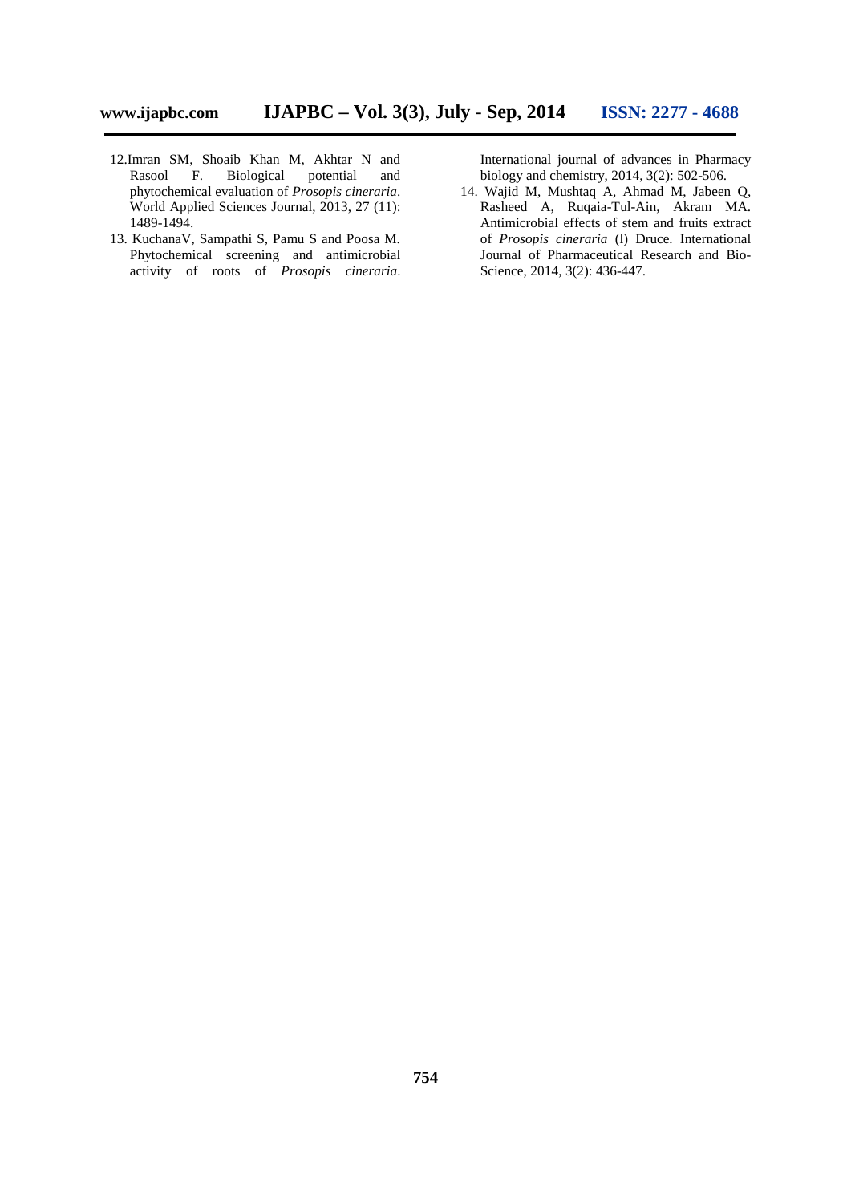12. Imran SM, Shoaib Khan M, Akhtar N and Rasool F. Biological potential and phytochemical evaluation of *Prosopis cineraria*. World Applied Sciences Journal, 2013, 27 (11): 1489-1494.
13. KuchanaV, Sampathi S, Pamu S and Poosa M. Phytochemical screening and antimicrobial activity of roots of *Prosopis cineraria*. International journal of advances in Pharmacy biology and chemistry, 2014, 3(2): 502-506.
14. Wajid M, Mushtaq A, Ahmad M, Jabeen Q, Rasheed A, Ruqaia-Tul-Ain, Akram MA. Antimicrobial effects of stem and fruits extract of *Prosopis cineraria* (l) Druce. International Journal of Pharmaceutical Research and Bio-Science, 2014, 3(2): 436-447.